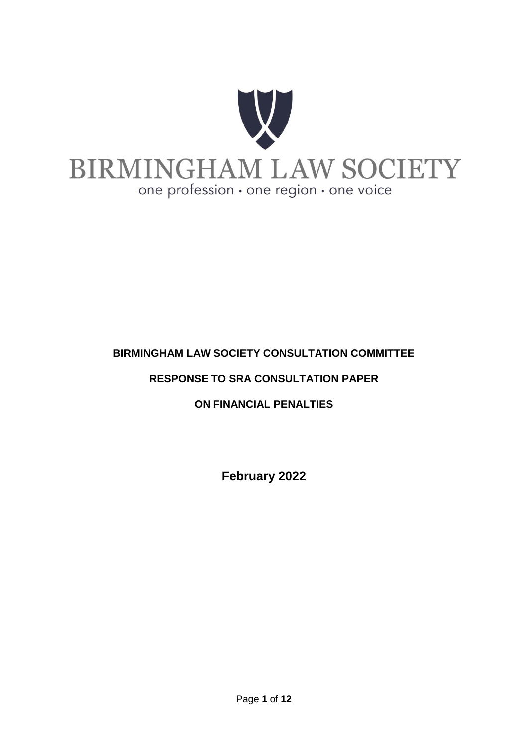BIRMINGHAM LAW SOCIETY

one profession • one region • one voice

**BIRMINGHAM LAW SOCIETY CONSULTATION COMMITTEE**

**RESPONSE TO SRA CONSULTATION PAPER**

**ON FINANCIAL PENALTIES**

**February 2022**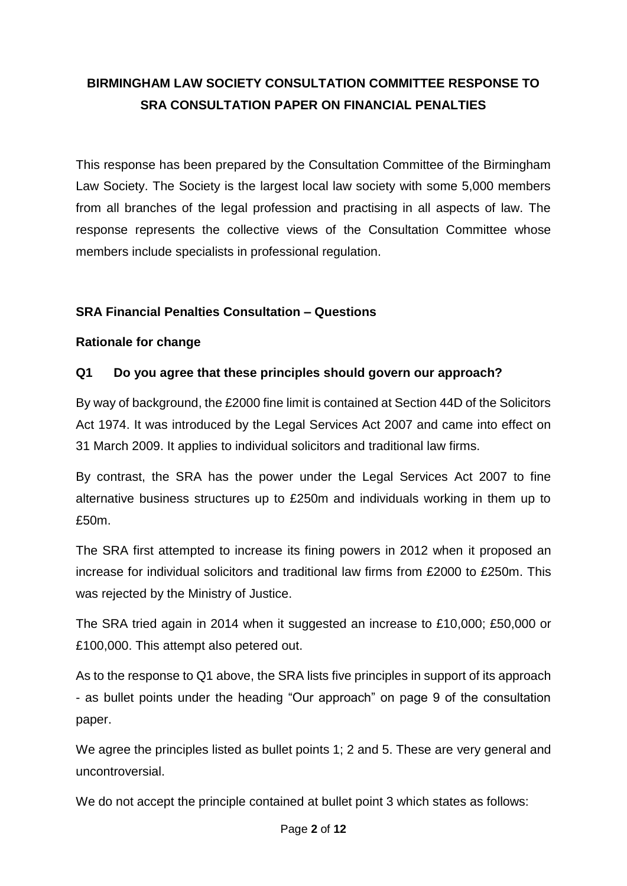**BIRMINGHAM LAW SOCIETY CONSULTATION COMMITTEE RESPONSE TO SRA CONSULTATION PAPER ON FINANCIAL PENALTIES**

This response has been prepared by the Consultation Committee of the Birmingham Law Society. The Society is the largest local law society with some 5,000 members from all branches of the legal profession and practising in all aspects of law. The response represents the collective views of the Consultation Committee whose members include specialists in professional regulation.

## SRA Financial Penalties Consultation – Questions

### Rationale for change

### Q1 Do you agree that these principles should govern our approach?

By way of background, the £2000 fine limit is contained at Section 44D of the Solicitors Act 1974. It was introduced by the Legal Services Act 2007 and came into effect on 31 March 2009. It applies to individual solicitors and traditional law firms.

By contrast, the SRA has the power under the Legal Services Act 2007 to fine alternative business structures up to £250m and individuals working in them up to £50m.

The SRA first attempted to increase its fining powers in 2012 when it proposed an increase for individual solicitors and traditional law firms from £2000 to £250m. This was rejected by the Ministry of Justice.

The SRA tried again in 2014 when it suggested an increase to £10,000; £50,000 or £100,000. This attempt also petered out.

As to the response to Q1 above, the SRA lists five principles in support of its approach - as bullet points under the heading "Our approach" on page 9 of the consultation paper.

We agree the principles listed as bullet points 1; 2 and 5. These are very general and uncontroversial.

We do not accept the principle contained at bullet point 3 which states as follows: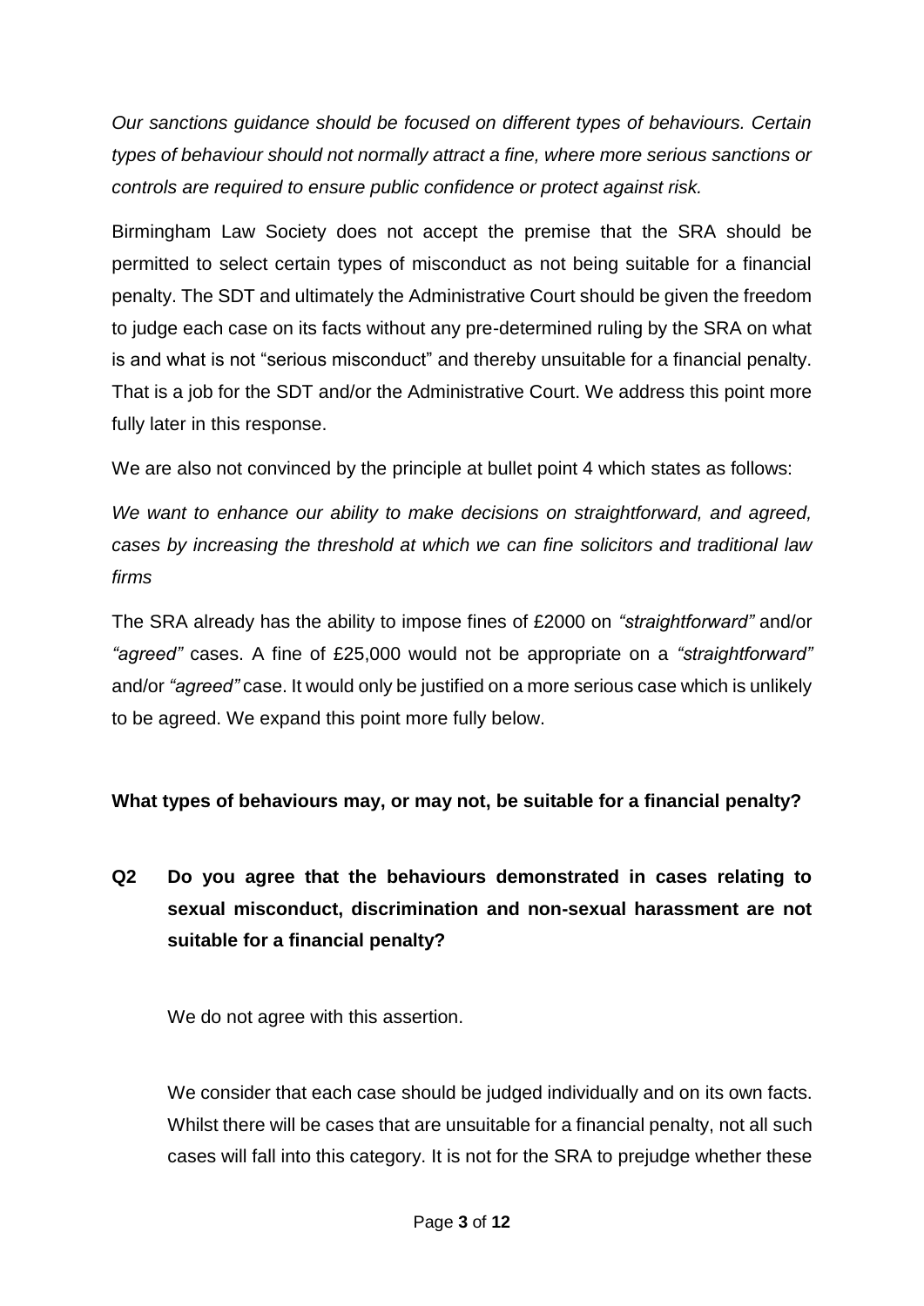*Our sanctions guidance should be focused on different types of behaviours. Certain types of behaviour should not normally attract a fine, where more serious sanctions or controls are required to ensure public confidence or protect against risk.*

Birmingham Law Society does not accept the premise that the SRA should be permitted to select certain types of misconduct as not being suitable for a financial penalty. The SDT and ultimately the Administrative Court should be given the freedom to judge each case on its facts without any pre-determined ruling by the SRA on what is and what is not "serious misconduct" and thereby unsuitable for a financial penalty. That is a job for the SDT and/or the Administrative Court. We address this point more fully later in this response.

We are also not convinced by the principle at bullet point 4 which states as follows:

*We want to enhance our ability to make decisions on straightforward, and agreed, cases by increasing the threshold at which we can fine solicitors and traditional law firms*

The SRA already has the ability to impose fines of £2000 on *"straightforward"* and/or *"agreed"* cases. A fine of £25,000 would not be appropriate on a *"straightforward"* and/or *"agreed"* case. It would only be justified on a more serious case which is unlikely to be agreed. We expand this point more fully below.

**What types of behaviours may, or may not, be suitable for a financial penalty?**

**Q2 Do you agree that the behaviours demonstrated in cases relating to sexual misconduct, discrimination and non-sexual harassment are not suitable for a financial penalty?**

We do not agree with this assertion.

We consider that each case should be judged individually and on its own facts. Whilst there will be cases that are unsuitable for a financial penalty, not all such cases will fall into this category. It is not for the SRA to prejudge whether these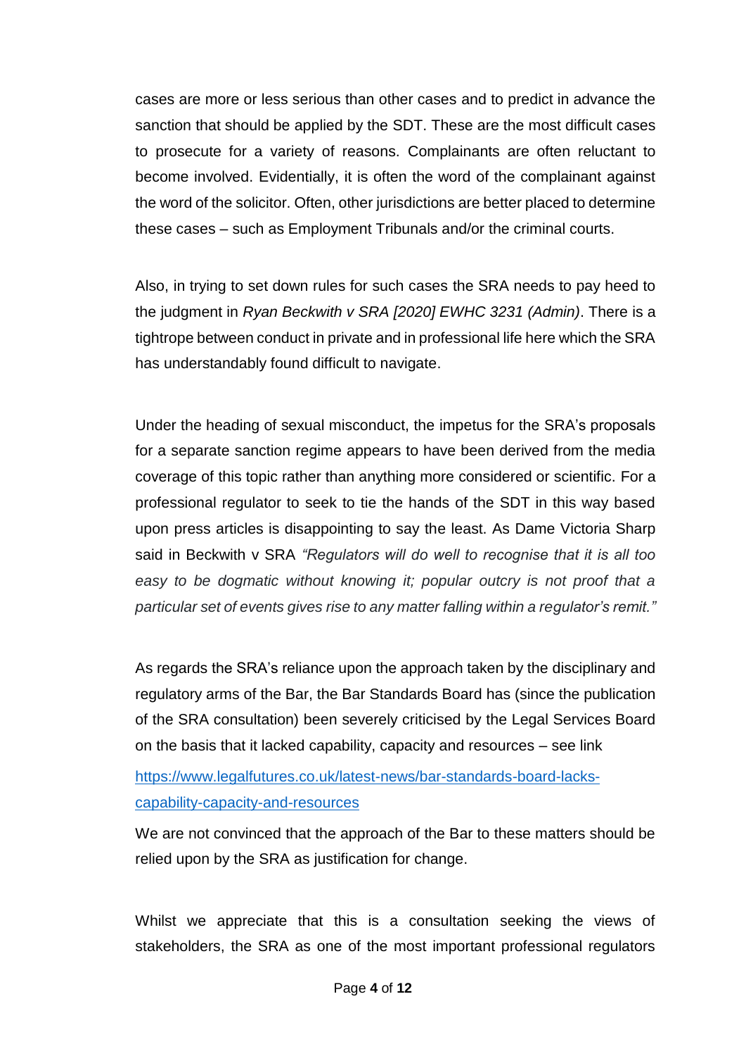cases are more or less serious than other cases and to predict in advance the sanction that should be applied by the SDT. These are the most difficult cases to prosecute for a variety of reasons. Complainants are often reluctant to become involved. Evidentially, it is often the word of the complainant against the word of the solicitor. Often, other jurisdictions are better placed to determine these cases – such as Employment Tribunals and/or the criminal courts.

Also, in trying to set down rules for such cases the SRA needs to pay heed to the judgment in *Ryan Beckwith v SRA [2020] EWHC 3231 (Admin)*. There is a tightrope between conduct in private and in professional life here which the SRA has understandably found difficult to navigate.

Under the heading of sexual misconduct, the impetus for the SRA's proposals for a separate sanction regime appears to have been derived from the media coverage of this topic rather than anything more considered or scientific. For a professional regulator to seek to tie the hands of the SDT in this way based upon press articles is disappointing to say the least. As Dame Victoria Sharp said in Beckwith v SRA *"Regulators will do well to recognise that it is all too easy to be dogmatic without knowing it; popular outcry is not proof that a particular set of events gives rise to any matter falling within a regulator's remit."*

As regards the SRA's reliance upon the approach taken by the disciplinary and regulatory arms of the Bar, the Bar Standards Board has (since the publication of the SRA consultation) been severely criticised by the Legal Services Board on the basis that it lacked capability, capacity and resources – see link

[https://www.legalfutures.co.uk/latest-news/bar-standards-board-lacks-capability-capacity-and-resources](https://www.legalfutures.co.uk/latest-news/bar-standards-board-lacks-capability-capacity-and-resources)

We are not convinced that the approach of the Bar to these matters should be relied upon by the SRA as justification for change.

Whilst we appreciate that this is a consultation seeking the views of stakeholders, the SRA as one of the most important professional regulators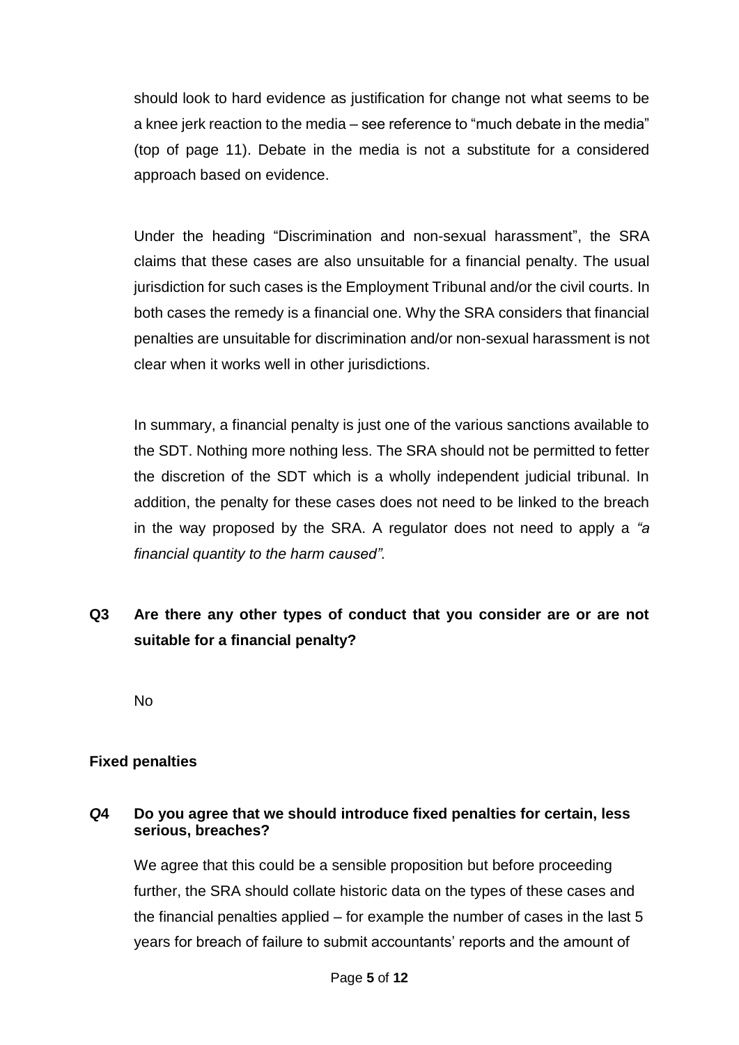should look to hard evidence as justification for change not what seems to be a knee jerk reaction to the media – see reference to "much debate in the media" (top of page 11). Debate in the media is not a substitute for a considered approach based on evidence.

Under the heading "Discrimination and non-sexual harassment", the SRA claims that these cases are also unsuitable for a financial penalty. The usual jurisdiction for such cases is the Employment Tribunal and/or the civil courts. In both cases the remedy is a financial one. Why the SRA considers that financial penalties are unsuitable for discrimination and/or non-sexual harassment is not clear when it works well in other jurisdictions.

In summary, a financial penalty is just one of the various sanctions available to the SDT. Nothing more nothing less. The SRA should not be permitted to fetter the discretion of the SDT which is a wholly independent judicial tribunal. In addition, the penalty for these cases does not need to be linked to the breach in the way proposed by the SRA. A regulator does not need to apply a *"a financial quantity to the harm caused".*

**Q3 Are there any other types of conduct that you consider are or are not suitable for a financial penalty?**

No

**Fixed penalties**

***Q*4 Do you agree that we should introduce fixed penalties for certain, less serious, breaches?**

We agree that this could be a sensible proposition but before proceeding further, the SRA should collate historic data on the types of these cases and the financial penalties applied – for example the number of cases in the last 5 years for breach of failure to submit accountants' reports and the amount of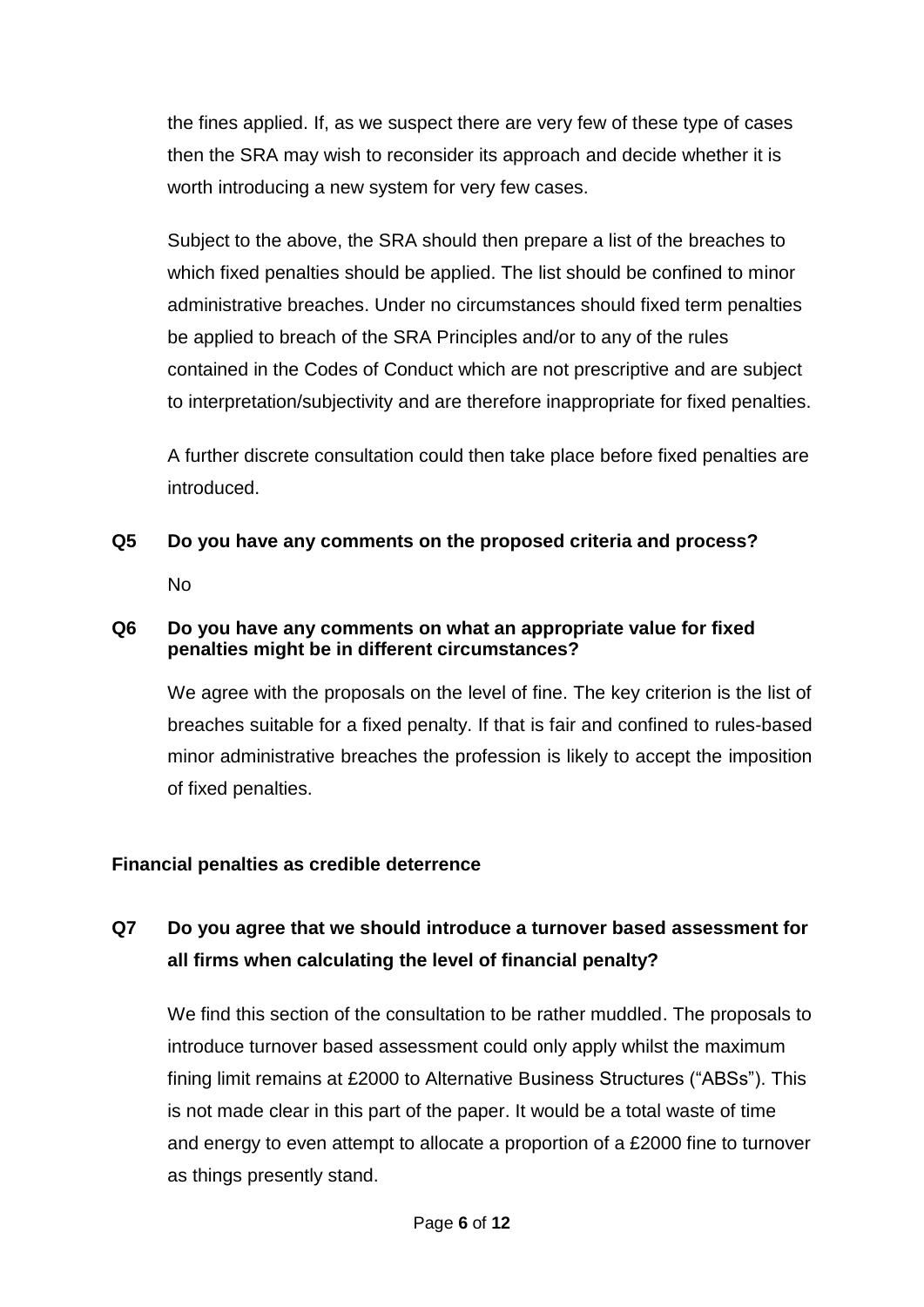the fines applied. If, as we suspect there are very few of these type of cases then the SRA may wish to reconsider its approach and decide whether it is worth introducing a new system for very few cases.

Subject to the above, the SRA should then prepare a list of the breaches to which fixed penalties should be applied. The list should be confined to minor administrative breaches. Under no circumstances should fixed term penalties be applied to breach of the SRA Principles and/or to any of the rules contained in the Codes of Conduct which are not prescriptive and are subject to interpretation/subjectivity and are therefore inappropriate for fixed penalties.

A further discrete consultation could then take place before fixed penalties are introduced.

**Q5 Do you have any comments on the proposed criteria and process?**

No

**Q6 Do you have any comments on what an appropriate value for fixed penalties might be in different circumstances?**

We agree with the proposals on the level of fine. The key criterion is the list of breaches suitable for a fixed penalty. If that is fair and confined to rules-based minor administrative breaches the profession is likely to accept the imposition of fixed penalties.

**Financial penalties as credible deterrence**

**Q7 Do you agree that we should introduce a turnover based assessment for all firms when calculating the level of financial penalty?**

We find this section of the consultation to be rather muddled. The proposals to introduce turnover based assessment could only apply whilst the maximum fining limit remains at £2000 to Alternative Business Structures ("ABSs"). This is not made clear in this part of the paper. It would be a total waste of time and energy to even attempt to allocate a proportion of a £2000 fine to turnover as things presently stand.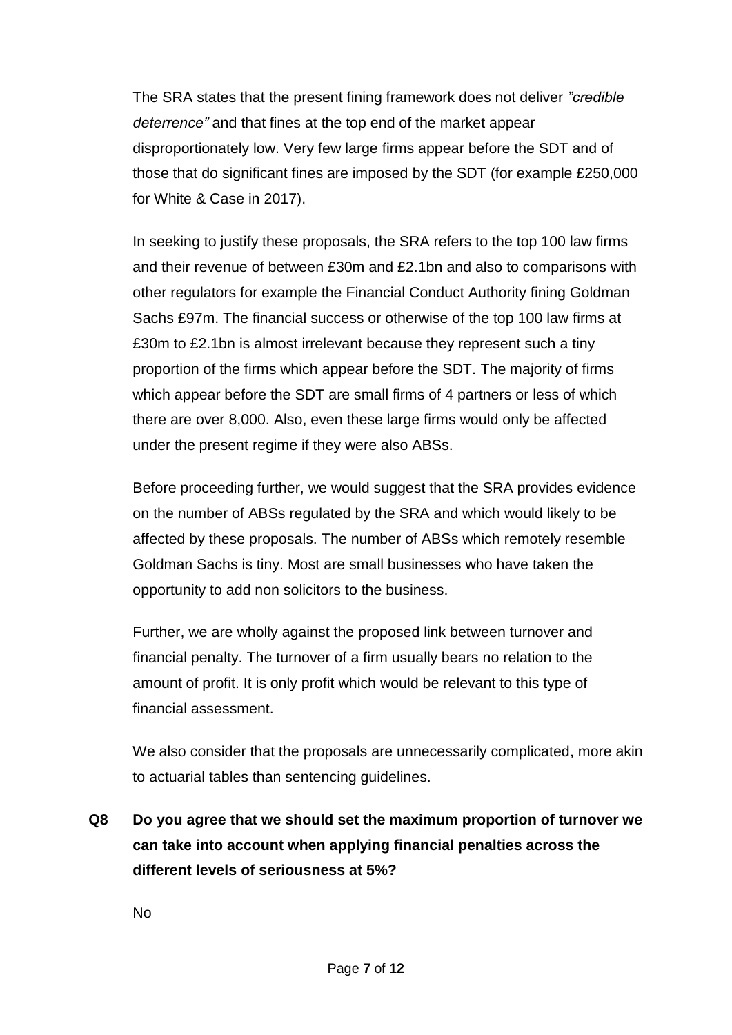The SRA states that the present fining framework does not deliver *"credible deterrence"* and that fines at the top end of the market appear disproportionately low. Very few large firms appear before the SDT and of those that do significant fines are imposed by the SDT (for example £250,000 for White & Case in 2017).

In seeking to justify these proposals, the SRA refers to the top 100 law firms and their revenue of between £30m and £2.1bn and also to comparisons with other regulators for example the Financial Conduct Authority fining Goldman Sachs £97m. The financial success or otherwise of the top 100 law firms at £30m to £2.1bn is almost irrelevant because they represent such a tiny proportion of the firms which appear before the SDT. The majority of firms which appear before the SDT are small firms of 4 partners or less of which there are over 8,000. Also, even these large firms would only be affected under the present regime if they were also ABSs.

Before proceeding further, we would suggest that the SRA provides evidence on the number of ABSs regulated by the SRA and which would likely to be affected by these proposals. The number of ABSs which remotely resemble Goldman Sachs is tiny. Most are small businesses who have taken the opportunity to add non solicitors to the business.

Further, we are wholly against the proposed link between turnover and financial penalty. The turnover of a firm usually bears no relation to the amount of profit. It is only profit which would be relevant to this type of financial assessment.

We also consider that the proposals are unnecessarily complicated, more akin to actuarial tables than sentencing guidelines.

**Q8 Do you agree that we should set the maximum proportion of turnover we can take into account when applying financial penalties across the different levels of seriousness at 5%?**

No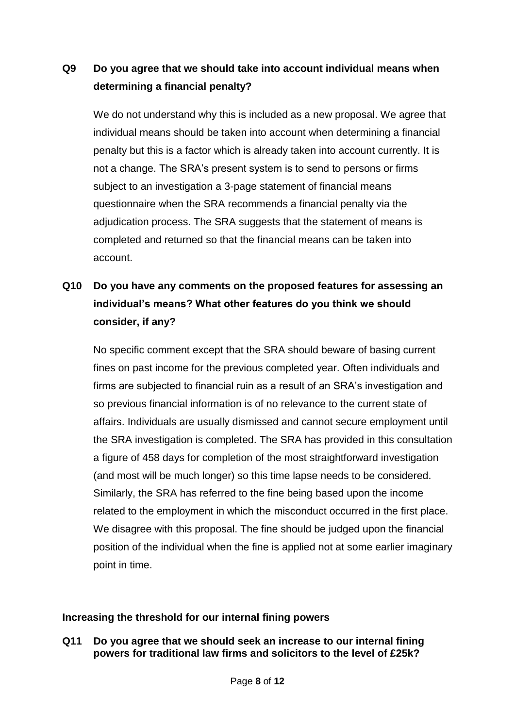**Q9 Do you agree that we should take into account individual means when determining a financial penalty?**

We do not understand why this is included as a new proposal. We agree that individual means should be taken into account when determining a financial penalty but this is a factor which is already taken into account currently. It is not a change. The SRA's present system is to send to persons or firms subject to an investigation a 3-page statement of financial means questionnaire when the SRA recommends a financial penalty via the adjudication process. The SRA suggests that the statement of means is completed and returned so that the financial means can be taken into account.

**Q10 Do you have any comments on the proposed features for assessing an individual's means? What other features do you think we should consider, if any?**

No specific comment except that the SRA should beware of basing current fines on past income for the previous completed year. Often individuals and firms are subjected to financial ruin as a result of an SRA's investigation and so previous financial information is of no relevance to the current state of affairs. Individuals are usually dismissed and cannot secure employment until the SRA investigation is completed. The SRA has provided in this consultation a figure of 458 days for completion of the most straightforward investigation (and most will be much longer) so this time lapse needs to be considered. Similarly, the SRA has referred to the fine being based upon the income related to the employment in which the misconduct occurred in the first place. We disagree with this proposal. The fine should be judged upon the financial position of the individual when the fine is applied not at some earlier imaginary point in time.

**Increasing the threshold for our internal fining powers**

**Q11 Do you agree that we should seek an increase to our internal fining powers for traditional law firms and solicitors to the level of £25k?**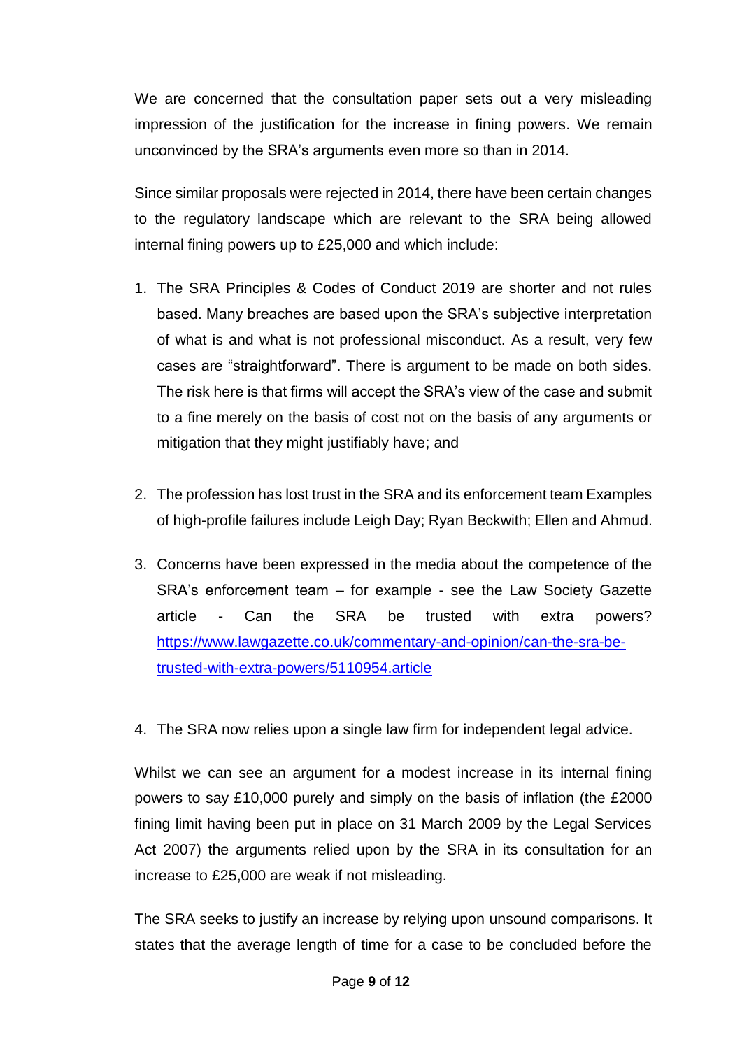We are concerned that the consultation paper sets out a very misleading impression of the justification for the increase in fining powers. We remain unconvinced by the SRA's arguments even more so than in 2014.

Since similar proposals were rejected in 2014, there have been certain changes to the regulatory landscape which are relevant to the SRA being allowed internal fining powers up to £25,000 and which include:

1. The SRA Principles & Codes of Conduct 2019 are shorter and not rules based. Many breaches are based upon the SRA's subjective interpretation of what is and what is not professional misconduct. As a result, very few cases are "straightforward". There is argument to be made on both sides. The risk here is that firms will accept the SRA's view of the case and submit to a fine merely on the basis of cost not on the basis of any arguments or mitigation that they might justifiably have; and

2. The profession has lost trust in the SRA and its enforcement team Examples of high-profile failures include Leigh Day; Ryan Beckwith; Ellen and Ahmud.

3. Concerns have been expressed in the media about the competence of the SRA's enforcement team – for example - see the Law Society Gazette article - Can the SRA be trusted with extra powers? https://www.lawgazette.co.uk/commentary-and-opinion/can-the-sra-be-trusted-with-extra-powers/5110954.article

4. The SRA now relies upon a single law firm for independent legal advice.

Whilst we can see an argument for a modest increase in its internal fining powers to say £10,000 purely and simply on the basis of inflation (the £2000 fining limit having been put in place on 31 March 2009 by the Legal Services Act 2007) the arguments relied upon by the SRA in its consultation for an increase to £25,000 are weak if not misleading.

The SRA seeks to justify an increase by relying upon unsound comparisons. It states that the average length of time for a case to be concluded before the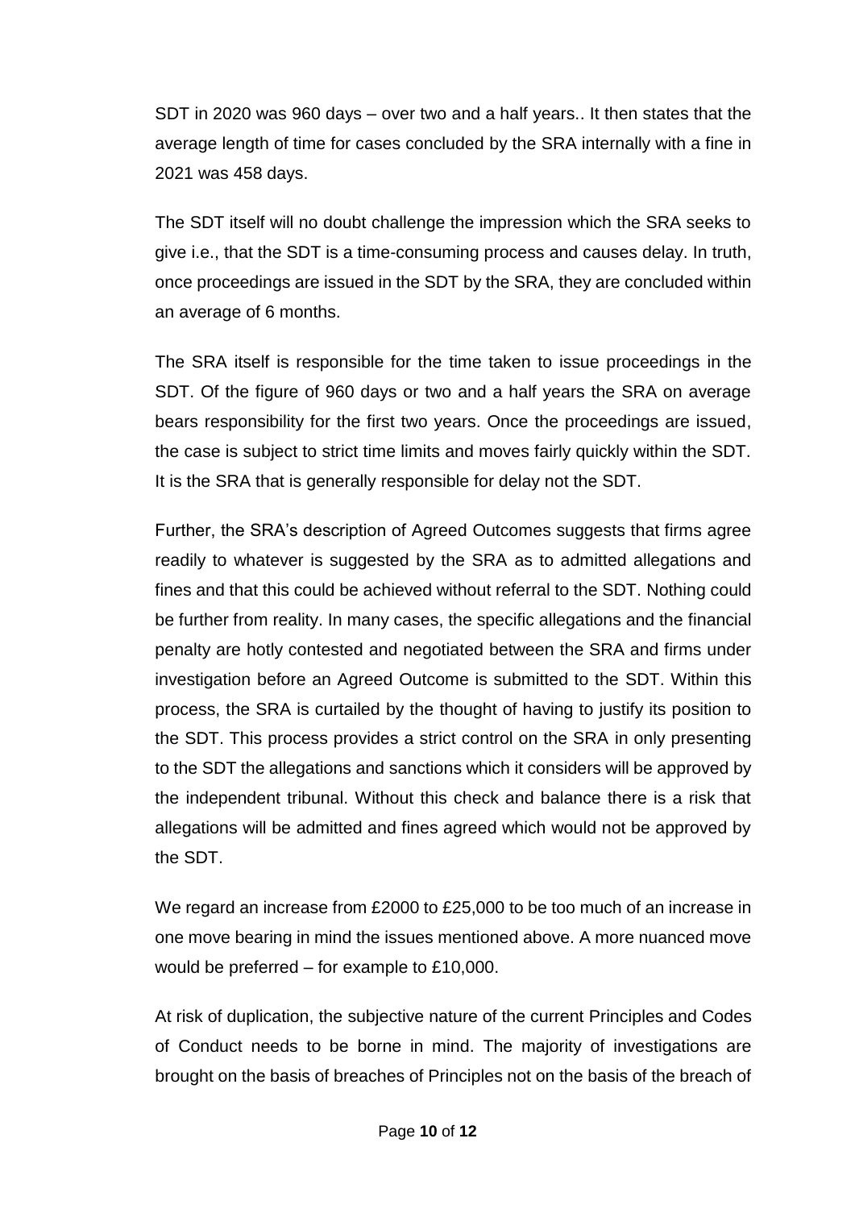SDT in 2020 was 960 days – over two and a half years.. It then states that the average length of time for cases concluded by the SRA internally with a fine in 2021 was 458 days.

The SDT itself will no doubt challenge the impression which the SRA seeks to give i.e., that the SDT is a time-consuming process and causes delay. In truth, once proceedings are issued in the SDT by the SRA, they are concluded within an average of 6 months.

The SRA itself is responsible for the time taken to issue proceedings in the SDT. Of the figure of 960 days or two and a half years the SRA on average bears responsibility for the first two years. Once the proceedings are issued, the case is subject to strict time limits and moves fairly quickly within the SDT. It is the SRA that is generally responsible for delay not the SDT.

Further, the SRA's description of Agreed Outcomes suggests that firms agree readily to whatever is suggested by the SRA as to admitted allegations and fines and that this could be achieved without referral to the SDT. Nothing could be further from reality. In many cases, the specific allegations and the financial penalty are hotly contested and negotiated between the SRA and firms under investigation before an Agreed Outcome is submitted to the SDT. Within this process, the SRA is curtailed by the thought of having to justify its position to the SDT. This process provides a strict control on the SRA in only presenting to the SDT the allegations and sanctions which it considers will be approved by the independent tribunal. Without this check and balance there is a risk that allegations will be admitted and fines agreed which would not be approved by the SDT.

We regard an increase from £2000 to £25,000 to be too much of an increase in one move bearing in mind the issues mentioned above. A more nuanced move would be preferred – for example to £10,000.

At risk of duplication, the subjective nature of the current Principles and Codes of Conduct needs to be borne in mind. The majority of investigations are brought on the basis of breaches of Principles not on the basis of the breach of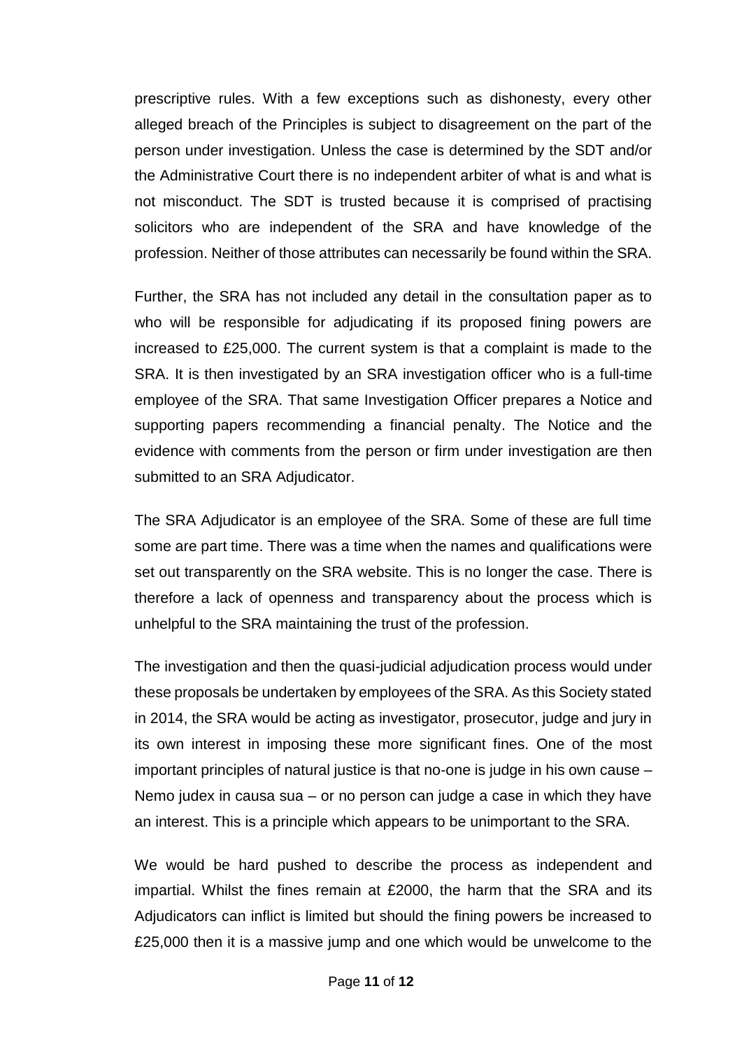prescriptive rules. With a few exceptions such as dishonesty, every other alleged breach of the Principles is subject to disagreement on the part of the person under investigation. Unless the case is determined by the SDT and/or the Administrative Court there is no independent arbiter of what is and what is not misconduct. The SDT is trusted because it is comprised of practising solicitors who are independent of the SRA and have knowledge of the profession. Neither of those attributes can necessarily be found within the SRA.

Further, the SRA has not included any detail in the consultation paper as to who will be responsible for adjudicating if its proposed fining powers are increased to £25,000. The current system is that a complaint is made to the SRA. It is then investigated by an SRA investigation officer who is a full-time employee of the SRA. That same Investigation Officer prepares a Notice and supporting papers recommending a financial penalty. The Notice and the evidence with comments from the person or firm under investigation are then submitted to an SRA Adjudicator.

The SRA Adjudicator is an employee of the SRA. Some of these are full time some are part time. There was a time when the names and qualifications were set out transparently on the SRA website. This is no longer the case. There is therefore a lack of openness and transparency about the process which is unhelpful to the SRA maintaining the trust of the profession.

The investigation and then the quasi-judicial adjudication process would under these proposals be undertaken by employees of the SRA. As this Society stated in 2014, the SRA would be acting as investigator, prosecutor, judge and jury in its own interest in imposing these more significant fines. One of the most important principles of natural justice is that no-one is judge in his own cause – Nemo judex in causa sua – or no person can judge a case in which they have an interest. This is a principle which appears to be unimportant to the SRA.

We would be hard pushed to describe the process as independent and impartial. Whilst the fines remain at £2000, the harm that the SRA and its Adjudicators can inflict is limited but should the fining powers be increased to £25,000 then it is a massive jump and one which would be unwelcome to the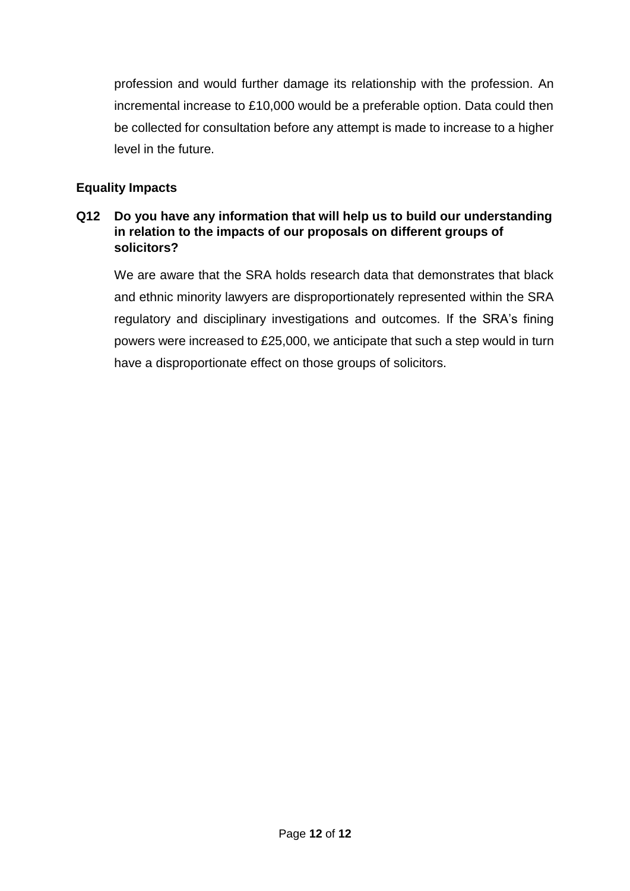profession and would further damage its relationship with the profession. An incremental increase to £10,000 would be a preferable option. Data could then be collected for consultation before any attempt is made to increase to a higher level in the future.

## Equality Impacts

**Q12 Do you have any information that will help us to build our understanding in relation to the impacts of our proposals on different groups of solicitors?**

We are aware that the SRA holds research data that demonstrates that black and ethnic minority lawyers are disproportionately represented within the SRA regulatory and disciplinary investigations and outcomes. If the SRA's fining powers were increased to £25,000, we anticipate that such a step would in turn have a disproportionate effect on those groups of solicitors.